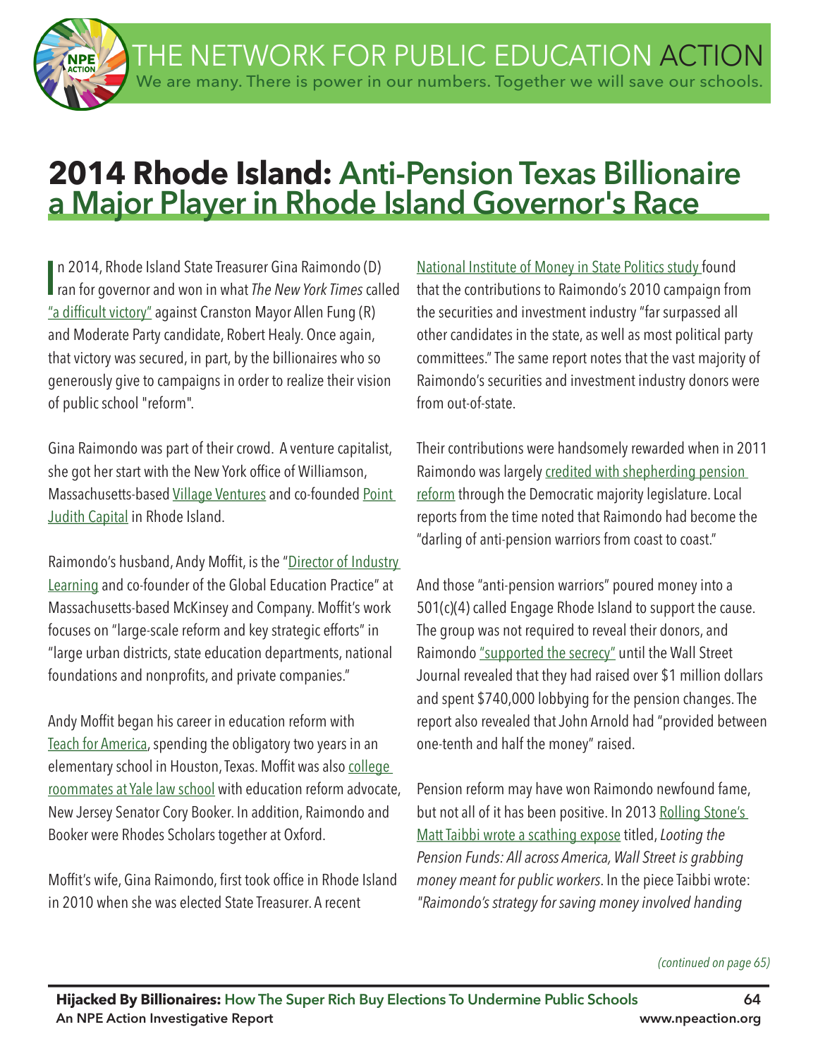# 2014 Rhode Island: Anti-Pension Texas Billionaire a Major Player in Rhode Island Governor's Race

In 2014, Rhode Island State Treasurer Gina Raimondo (D) ran for governor and won in what *The New York Times* called "a difficult victory" against Cranston Mayor Allen Fung (R) and Moderate Party candidate, Robert Healy. Once again, that victory was secured, in part, by the billionaires who so generously give to campaigns in order to realize their vision of public school "reform".

Gina Raimondo was part of their crowd. A venture capitalist, she got her start with the New York office of Williamson, Massachusetts-based Village Ventures and co-founded Point Judith Capital in Rhode Island.

Raimondo's husband, Andy Moffit, is the "Director of Industry Learning and co-founder of the Global Education Practice" at Massachusetts-based McKinsey and Company. Moffit's work focuses on "large-scale reform and key strategic efforts" in "large urban districts, state education departments, national foundations and nonprofits, and private companies."

Andy Moffit began his career in education reform with Teach for America, spending the obligatory two years in an elementary school in Houston, Texas. Moffit was also college roommates at Yale law school with education reform advocate, New Jersey Senator Cory Booker. In addition, Raimondo and Booker were Rhodes Scholars together at Oxford.

Moffit's wife, Gina Raimondo, first took office in Rhode Island in 2010 when she was elected State Treasurer. A recent National Institute of Money in State Politics study found that the contributions to Raimondo's 2010 campaign from the securities and investment industry "far surpassed all other candidates in the state, as well as most political party committees." The same report notes that the vast majority of Raimondo's securities and investment industry donors were from out-of-state.

Their contributions were handsomely rewarded when in 2011 Raimondo was largely credited with shepherding pension reform through the Democratic majority legislature. Local reports from the time noted that Raimondo had become the "darling of anti-pension warriors from coast to coast."

And those "anti-pension warriors" poured money into a 501(c)(4) called Engage Rhode Island to support the cause. The group was not required to reveal their donors, and Raimondo "supported the secrecy" until the Wall Street Journal revealed that they had raised over $1 million dollars and spent $740,000 lobbying for the pension changes. The report also revealed that John Arnold had "provided between one-tenth and half the money" raised.

Pension reform may have won Raimondo newfound fame, but not all of it has been positive. In 2013 Rolling Stone's Matt Taibbi wrote a scathing expose titled, *Looting the Pension Funds: All across America, Wall Street is grabbing money meant for public workers*. In the piece Taibbi wrote: *"Raimondo's strategy for saving money involved handing*

*(continued on page 65)*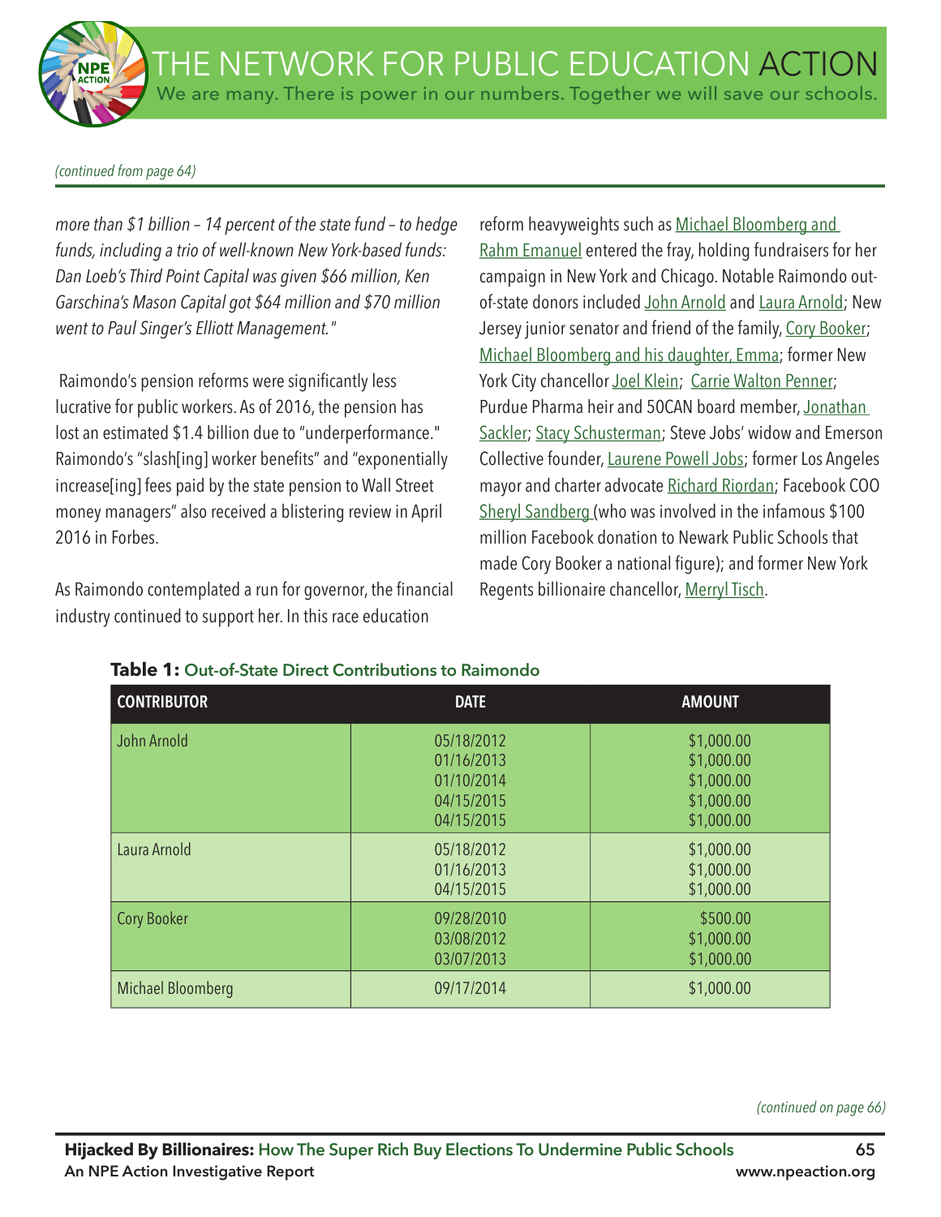*(continued from page 64)*

*more than $1 billion – 14 percent of the state fund – to hedge funds, including a trio of well-known New York-based funds: Dan Loeb's Third Point Capital was given $66 million, Ken Garschina's Mason Capital got $64 million and $70 million went to Paul Singer's Elliott Management."*

Raimondo's pension reforms were significantly less lucrative for public workers. As of 2016, the pension has lost an estimated $1.4 billion due to "underperformance." Raimondo's "slash[ing] worker benefits" and "exponentially increase[ing] fees paid by the state pension to Wall Street money managers" also received a blistering review in April 2016 in Forbes.

As Raimondo contemplated a run for governor, the financial industry continued to support her. In this race education reform heavyweights such as Michael Bloomberg and Rahm Emanuel entered the fray, holding fundraisers for her campaign in New York and Chicago. Notable Raimondo out-of-state donors included John Arnold and Laura Arnold; New Jersey junior senator and friend of the family, Cory Booker; Michael Bloomberg and his daughter, Emma; former New York City chancellor Joel Klein; Carrie Walton Penner; Purdue Pharma heir and 50CAN board member, Jonathan Sackler; Stacy Schusterman; Steve Jobs' widow and Emerson Collective founder, Laurene Powell Jobs; former Los Angeles mayor and charter advocate Richard Riordan; Facebook COO Sheryl Sandberg (who was involved in the infamous $100 million Facebook donation to Newark Public Schools that made Cory Booker a national figure); and former New York Regents billionaire chancellor, Merryl Tisch.

**Table 1:** Out-of-State Direct Contributions to Raimondo

| CONTRIBUTOR | DATE | AMOUNT |
|---|---|---|
| John Arnold | 05/18/2012<br>01/16/2013<br>01/10/2014<br>04/15/2015<br>04/15/2015 | $1,000.00<br>$1,000.00<br>$1,000.00<br>$1,000.00<br>$1,000.00 |
| Laura Arnold | 05/18/2012<br>01/16/2013<br>04/15/2015 | $1,000.00<br>$1,000.00<br>$1,000.00 |
| Cory Booker | 09/28/2010<br>03/08/2012<br>03/07/2013 | $500.00<br>$1,000.00<br>$1,000.00 |
| Michael Bloomberg | 09/17/2014 | $1,000.00 |

*(continued on page 66)*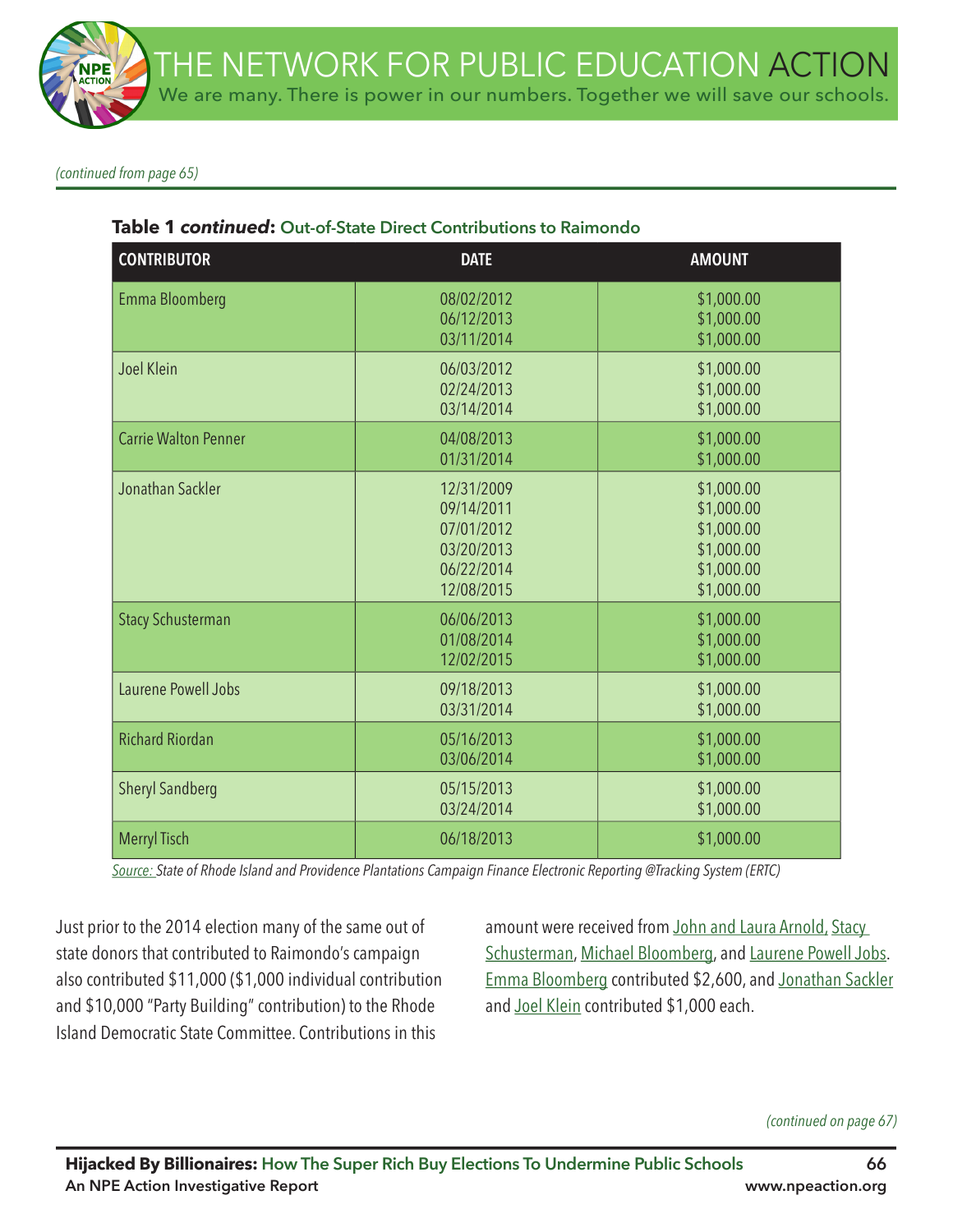*(continued from page 65)*

**Table 1 *continued*: Out-of-State Direct Contributions to Raimondo**

| CONTRIBUTOR | DATE | AMOUNT |
|---|---|---|
| Emma Bloomberg | 08/02/2012<br>06/12/2013<br>03/11/2014 | $1,000.00<br>$1,000.00<br>$1,000.00 |
| Joel Klein | 06/03/2012<br>02/24/2013<br>03/14/2014 | $1,000.00<br>$1,000.00<br>$1,000.00 |
| Carrie Walton Penner | 04/08/2013<br>01/31/2014 | $1,000.00<br>$1,000.00 |
| Jonathan Sackler | 12/31/2009<br>09/14/2011<br>07/01/2012<br>03/20/2013<br>06/22/2014<br>12/08/2015 | $1,000.00<br>$1,000.00<br>$1,000.00<br>$1,000.00<br>$1,000.00<br>$1,000.00 |
| Stacy Schusterman | 06/06/2013<br>01/08/2014<br>12/02/2015 | $1,000.00<br>$1,000.00<br>$1,000.00 |
| Laurene Powell Jobs | 09/18/2013<br>03/31/2014 | $1,000.00<br>$1,000.00 |
| Richard Riordan | 05/16/2013<br>03/06/2014 | $1,000.00<br>$1,000.00 |
| Sheryl Sandberg | 05/15/2013<br>03/24/2014 | $1,000.00<br>$1,000.00 |
| Merryl Tisch | 06/18/2013 | $1,000.00 |

*Source: State of Rhode Island and Providence Plantations Campaign Finance Electronic Reporting @Tracking System (ERTC)*

Just prior to the 2014 election many of the same out of state donors that contributed to Raimondo's campaign also contributed $11,000 ($1,000 individual contribution and $10,000 "Party Building" contribution) to the Rhode Island Democratic State Committee. Contributions in this amount were received from John and Laura Arnold, Stacy Schusterman, Michael Bloomberg, and Laurene Powell Jobs. Emma Bloomberg contributed $2,600, and Jonathan Sackler and Joel Klein contributed $1,000 each.

*(continued on page 67)*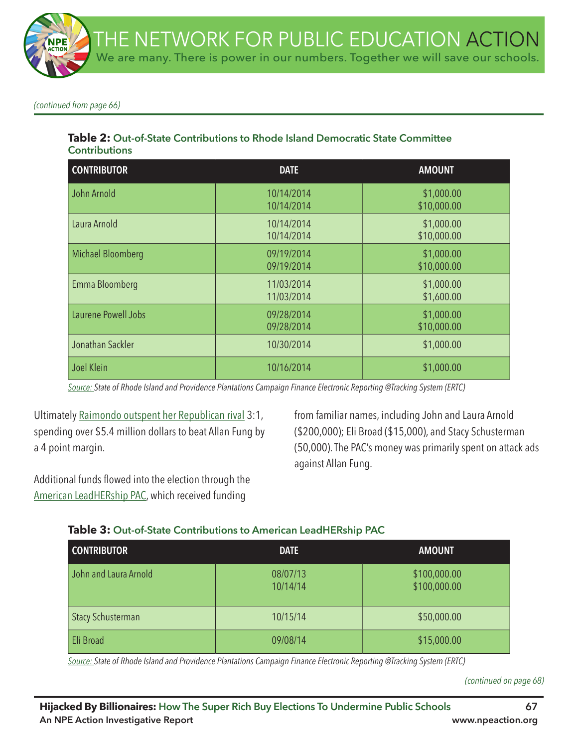*(continued from page 66)*

**Table 2: Out-of-State Contributions to Rhode Island Democratic State Committee Contributions**

| CONTRIBUTOR | DATE | AMOUNT |
| --- | --- | --- |
| John Arnold | 10/14/2014<br>10/14/2014 | $1,000.00<br>$10,000.00 |
| Laura Arnold | 10/14/2014<br>10/14/2014 | $1,000.00<br>$10,000.00 |
| Michael Bloomberg | 09/19/2014<br>09/19/2014 | $1,000.00<br>$10,000.00 |
| Emma Bloomberg | 11/03/2014<br>11/03/2014 | $1,000.00<br>$1,600.00 |
| Laurene Powell Jobs | 09/28/2014<br>09/28/2014 | $1,000.00<br>$10,000.00 |
| Jonathan Sackler | 10/30/2014 | $1,000.00 |
| Joel Klein | 10/16/2014 | $1,000.00 |

*Source: State of Rhode Island and Providence Plantations Campaign Finance Electronic Reporting @Tracking System (ERTC)*

Ultimately Raimondo outspent her Republican rival 3:1, spending over $5.4 million dollars to beat Allan Fung by a 4 point margin.

Additional funds flowed into the election through the American LeadHERship PAC, which received funding from familiar names, including John and Laura Arnold ($200,000); Eli Broad ($15,000), and Stacy Schusterman (50,000). The PAC's money was primarily spent on attack ads against Allan Fung.

**Table 3: Out-of-State Contributions to American LeadHERship PAC**

| CONTRIBUTOR | DATE | AMOUNT |
| --- | --- | --- |
| John and Laura Arnold | 08/07/13<br>10/14/14 | $100,000.00<br>$100,000.00 |
| Stacy Schusterman | 10/15/14 | $50,000.00 |
| Eli Broad | 09/08/14 | $15,000.00 |

*Source: State of Rhode Island and Providence Plantations Campaign Finance Electronic Reporting @Tracking System (ERTC)*

*(continued on page 68)*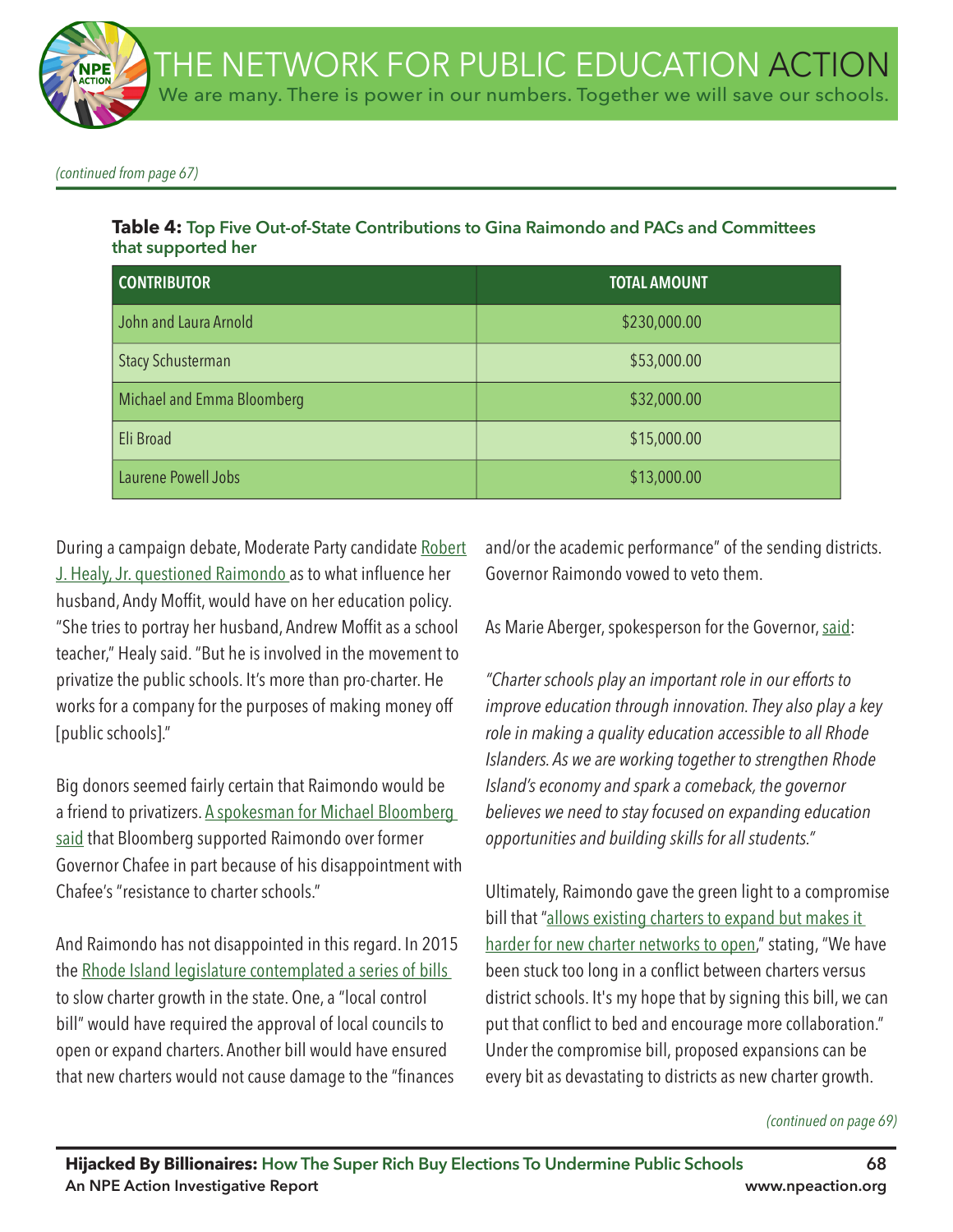*(continued from page 67)*

**Table 4:** Top Five Out-of-State Contributions to Gina Raimondo and PACs and Committees that supported her

| CONTRIBUTOR | TOTAL AMOUNT |
|---|---|
| John and Laura Arnold | $230,000.00 |
| Stacy Schusterman | $53,000.00 |
| Michael and Emma Bloomberg | $32,000.00 |
| Eli Broad | $15,000.00 |
| Laurene Powell Jobs | $13,000.00 |

During a campaign debate, Moderate Party candidate Robert J. Healy, Jr. questioned Raimondo as to what influence her husband, Andy Moffit, would have on her education policy. "She tries to portray her husband, Andrew Moffit as a school teacher," Healy said. "But he is involved in the movement to privatize the public schools. It's more than pro-charter. He works for a company for the purposes of making money off [public schools]."

Big donors seemed fairly certain that Raimondo would be a friend to privatizers. A spokesman for Michael Bloomberg said that Bloomberg supported Raimondo over former Governor Chafee in part because of his disappointment with Chafee's "resistance to charter schools."

And Raimondo has not disappointed in this regard. In 2015 the Rhode Island legislature contemplated a series of bills to slow charter growth in the state. One, a "local control bill" would have required the approval of local councils to open or expand charters. Another bill would have ensured that new charters would not cause damage to the "finances and/or the academic performance" of the sending districts. Governor Raimondo vowed to veto them.

As Marie Aberger, spokesperson for the Governor, said:

*"Charter schools play an important role in our efforts to improve education through innovation. They also play a key role in making a quality education accessible to all Rhode Islanders. As we are working together to strengthen Rhode Island's economy and spark a comeback, the governor believes we need to stay focused on expanding education opportunities and building skills for all students."*

Ultimately, Raimondo gave the green light to a compromise bill that "allows existing charters to expand but makes it harder for new charter networks to open," stating, "We have been stuck too long in a conflict between charters versus district schools. It's my hope that by signing this bill, we can put that conflict to bed and encourage more collaboration." Under the compromise bill, proposed expansions can be every bit as devastating to districts as new charter growth.

*(continued on page 69)*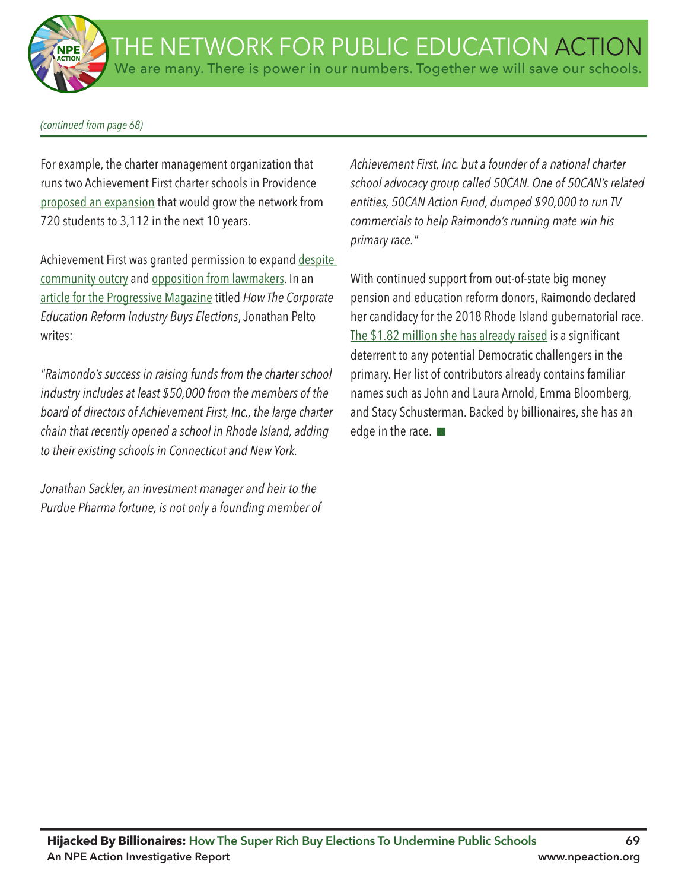*(continued from page 68)*

For example, the charter management organization that runs two Achievement First charter schools in Providence proposed an expansion that would grow the network from 720 students to 3,112 in the next 10 years.

Achievement First was granted permission to expand despite community outcry and opposition from lawmakers. In an article for the Progressive Magazine titled *How The Corporate Education Reform Industry Buys Elections*, Jonathan Pelto writes:

*"Raimondo's success in raising funds from the charter school industry includes at least $50,000 from the members of the board of directors of Achievement First, Inc., the large charter chain that recently opened a school in Rhode Island, adding to their existing schools in Connecticut and New York.*

*Jonathan Sackler, an investment manager and heir to the Purdue Pharma fortune, is not only a founding member of Achievement First, Inc. but a founder of a national charter school advocacy group called 50CAN. One of 50CAN's related entities, 50CAN Action Fund, dumped $90,000 to run TV commercials to help Raimondo's running mate win his primary race."*

With continued support from out-of-state big money pension and education reform donors, Raimondo declared her candidacy for the 2018 Rhode Island gubernatorial race. The $1.82 million she has already raised is a significant deterrent to any potential Democratic challengers in the primary. Her list of contributors already contains familiar names such as John and Laura Arnold, Emma Bloomberg, and Stacy Schusterman. Backed by billionaires, she has an edge in the race. ■